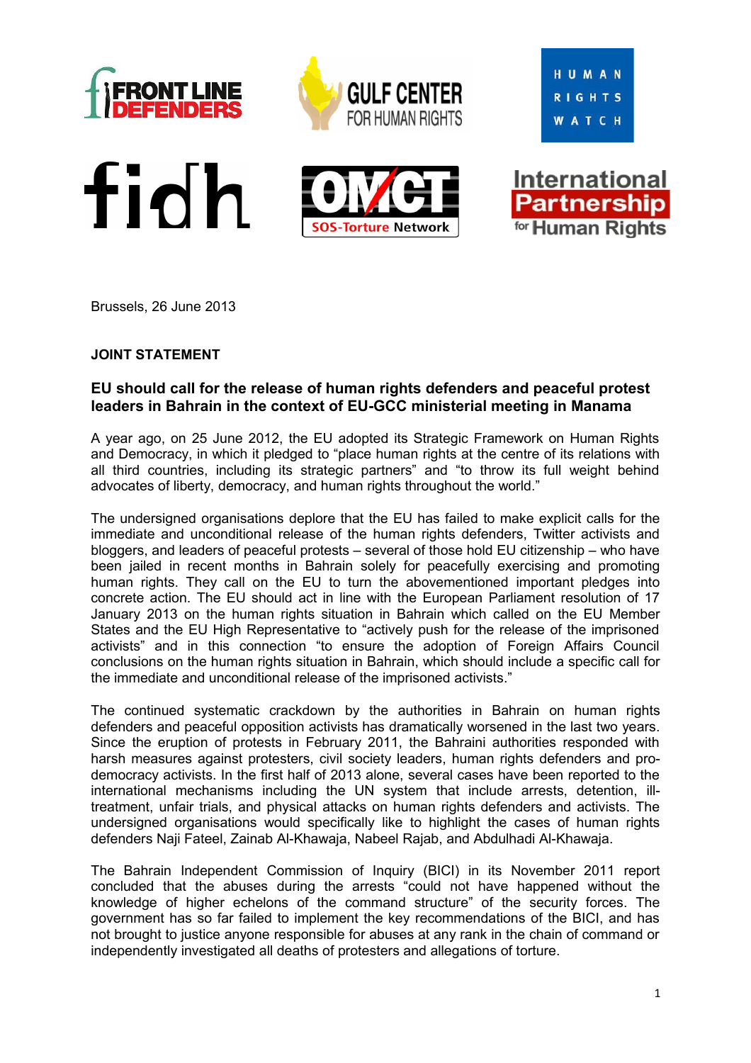Brussels, 26 June 2013

**JOINT STATEMENT**

## EU should call for the release of human rights defenders and peaceful protest leaders in Bahrain in the context of EU-GCC ministerial meeting in Manama

A year ago, on 25 June 2012, the EU adopted its Strategic Framework on Human Rights and Democracy, in which it pledged to "place human rights at the centre of its relations with all third countries, including its strategic partners" and "to throw its full weight behind advocates of liberty, democracy, and human rights throughout the world."

The undersigned organisations deplore that the EU has failed to make explicit calls for the immediate and unconditional release of the human rights defenders, Twitter activists and bloggers, and leaders of peaceful protests – several of those hold EU citizenship – who have been jailed in recent months in Bahrain solely for peacefully exercising and promoting human rights. They call on the EU to turn the abovementioned important pledges into concrete action. The EU should act in line with the European Parliament resolution of 17 January 2013 on the human rights situation in Bahrain which called on the EU Member States and the EU High Representative to "actively push for the release of the imprisoned activists" and in this connection "to ensure the adoption of Foreign Affairs Council conclusions on the human rights situation in Bahrain, which should include a specific call for the immediate and unconditional release of the imprisoned activists."

The continued systematic crackdown by the authorities in Bahrain on human rights defenders and peaceful opposition activists has dramatically worsened in the last two years. Since the eruption of protests in February 2011, the Bahraini authorities responded with harsh measures against protesters, civil society leaders, human rights defenders and pro-democracy activists. In the first half of 2013 alone, several cases have been reported to the international mechanisms including the UN system that include arrests, detention, ill-treatment, unfair trials, and physical attacks on human rights defenders and activists. The undersigned organisations would specifically like to highlight the cases of human rights defenders Naji Fateel, Zainab Al-Khawaja, Nabeel Rajab, and Abdulhadi Al-Khawaja.

The Bahrain Independent Commission of Inquiry (BICI) in its November 2011 report concluded that the abuses during the arrests "could not have happened without the knowledge of higher echelons of the command structure" of the security forces. The government has so far failed to implement the key recommendations of the BICI, and has not brought to justice anyone responsible for abuses at any rank in the chain of command or independently investigated all deaths of protesters and allegations of torture.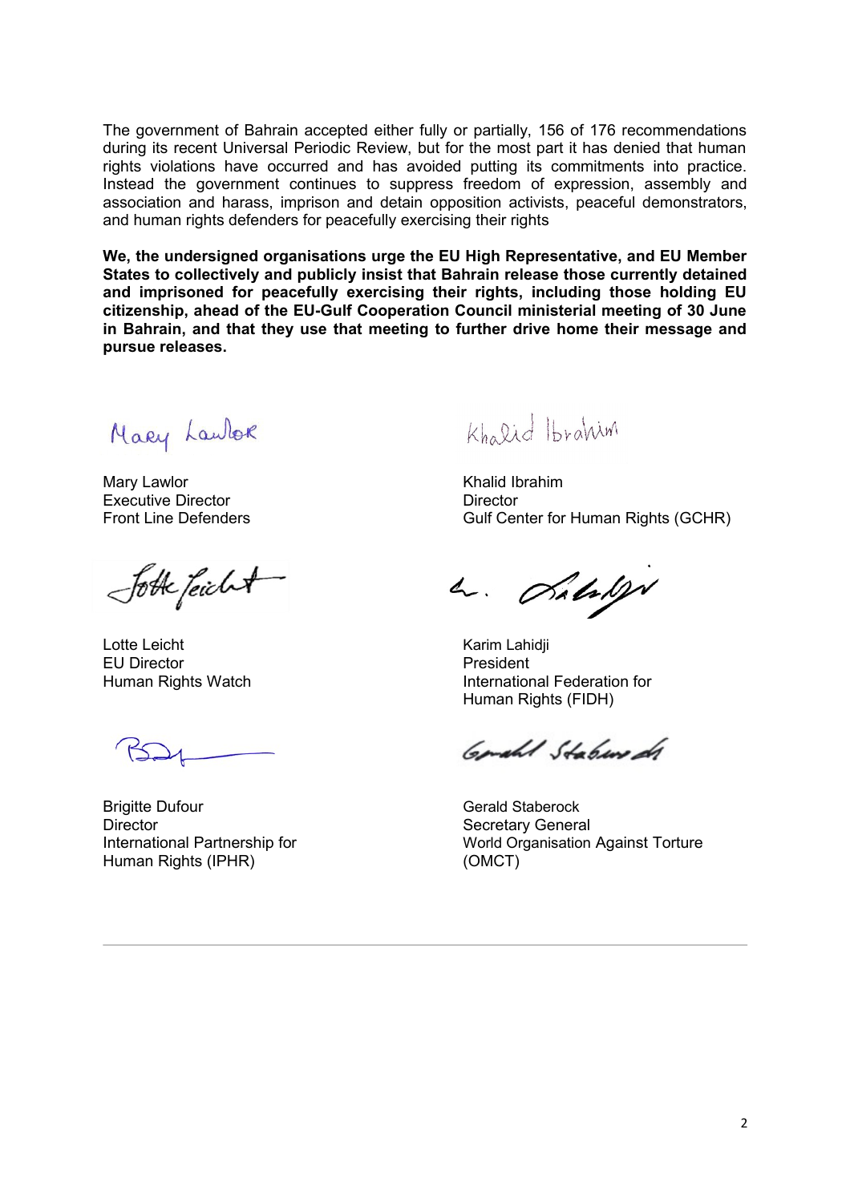The government of Bahrain accepted either fully or partially, 156 of 176 recommendations during its recent Universal Periodic Review, but for the most part it has denied that human rights violations have occurred and has avoided putting its commitments into practice. Instead the government continues to suppress freedom of expression, assembly and association and harass, imprison and detain opposition activists, peaceful demonstrators, and human rights defenders for peacefully exercising their rights

**We, the undersigned organisations urge the EU High Representative, and EU Member States to collectively and publicly insist that Bahrain release those currently detained and imprisoned for peacefully exercising their rights, including those holding EU citizenship, ahead of the EU-Gulf Cooperation Council ministerial meeting of 30 June in Bahrain, and that they use that meeting to further drive home their message and pursue releases.**

Mary Lawlor
Executive Director
Front Line Defenders

Khalid Ibrahim
Director
Gulf Center for Human Rights (GCHR)

Lotte Leicht
EU Director
Human Rights Watch

Karim Lahidji
President
International Federation for Human Rights (FIDH)

Brigitte Dufour
Director
International Partnership for Human Rights (IPHR)

Gerald Staberock
Secretary General
World Organisation Against Torture (OMCT)